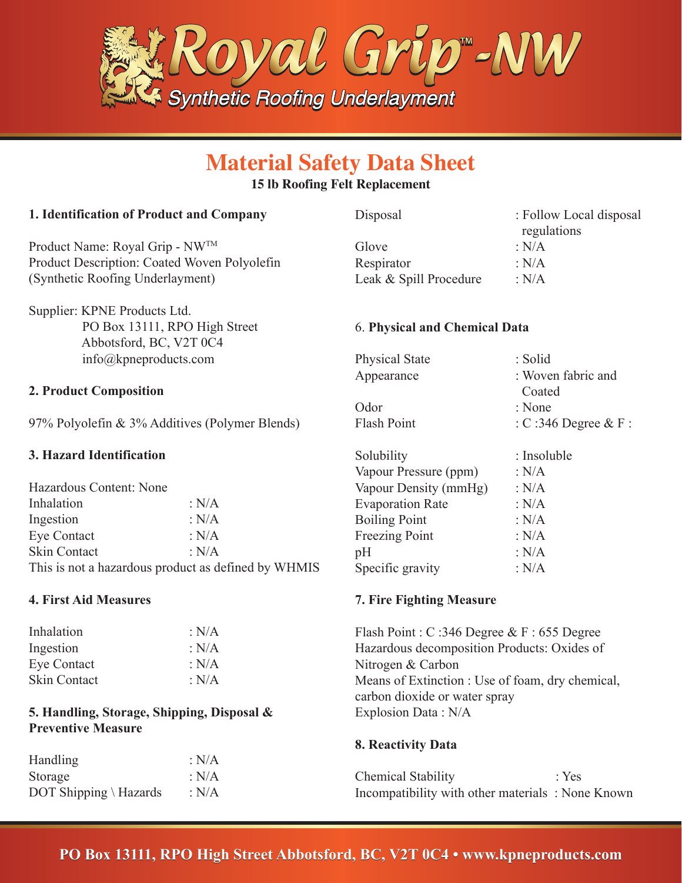# Royal Grip™-NW

Synthetic Roofing Underlayment

## Material Safety Data Sheet

**15 lb Roofing Felt Replacement**

### 1. Identification of Product and Company

Product Name: Royal Grip - NW™
Product Description: Coated Woven Polyolefin (Synthetic Roofing Underlayment)

Supplier: KPNE Products Ltd.
PO Box 13111, RPO High Street
Abbotsford, BC, V2T 0C4
info@kpneproducts.com

### 2. Product Composition

97% Polyolefin & 3% Additives (Polymer Blends)

### 3. Hazard Identification

Hazardous Content: None

| | |
|---|---|
| Inhalation | : N/A |
| Ingestion | : N/A |
| Eye Contact | : N/A |
| Skin Contact | : N/A |

This is not a hazardous product as defined by WHMIS

### 4. First Aid Measures

| | |
|---|---|
| Inhalation | : N/A |
| Ingestion | : N/A |
| Eye Contact | : N/A |
| Skin Contact | : N/A |

### 5. Handling, Storage, Shipping, Disposal & Preventive Measure

| | |
|---|---|
| Handling | : N/A |
| Storage | : N/A |
| DOT Shipping \ Hazards | : N/A |
| Disposal | : Follow Local disposal regulations |
| Glove | : N/A |
| Respirator | : N/A |
| Leak & Spill Procedure | : N/A |

### 6. Physical and Chemical Data

| | |
|---|---|
| Physical State | : Solid |
| Appearance | : Woven fabric and Coated |
| Odor | : None |
| Flash Point | : C :346 Degree & F : |
| Solubility | : Insoluble |
| Vapour Pressure (ppm) | : N/A |
| Vapour Density (mmHg) | : N/A |
| Evaporation Rate | : N/A |
| Boiling Point | : N/A |
| Freezing Point | : N/A |
| pH | : N/A |
| Specific gravity | : N/A |

### 7. Fire Fighting Measure

Flash Point : C :346 Degree & F : 655 Degree
Hazardous decomposition Products: Oxides of Nitrogen & Carbon
Means of Extinction : Use of foam, dry chemical, carbon dioxide or water spray
Explosion Data : N/A

### 8. Reactivity Data

| | |
|---|---|
| Chemical Stability | : Yes |
| Incompatibility with other materials | : None Known |

**PO Box 13111, RPO High Street Abbotsford, BC, V2T 0C4 • www.kpneproducts.com**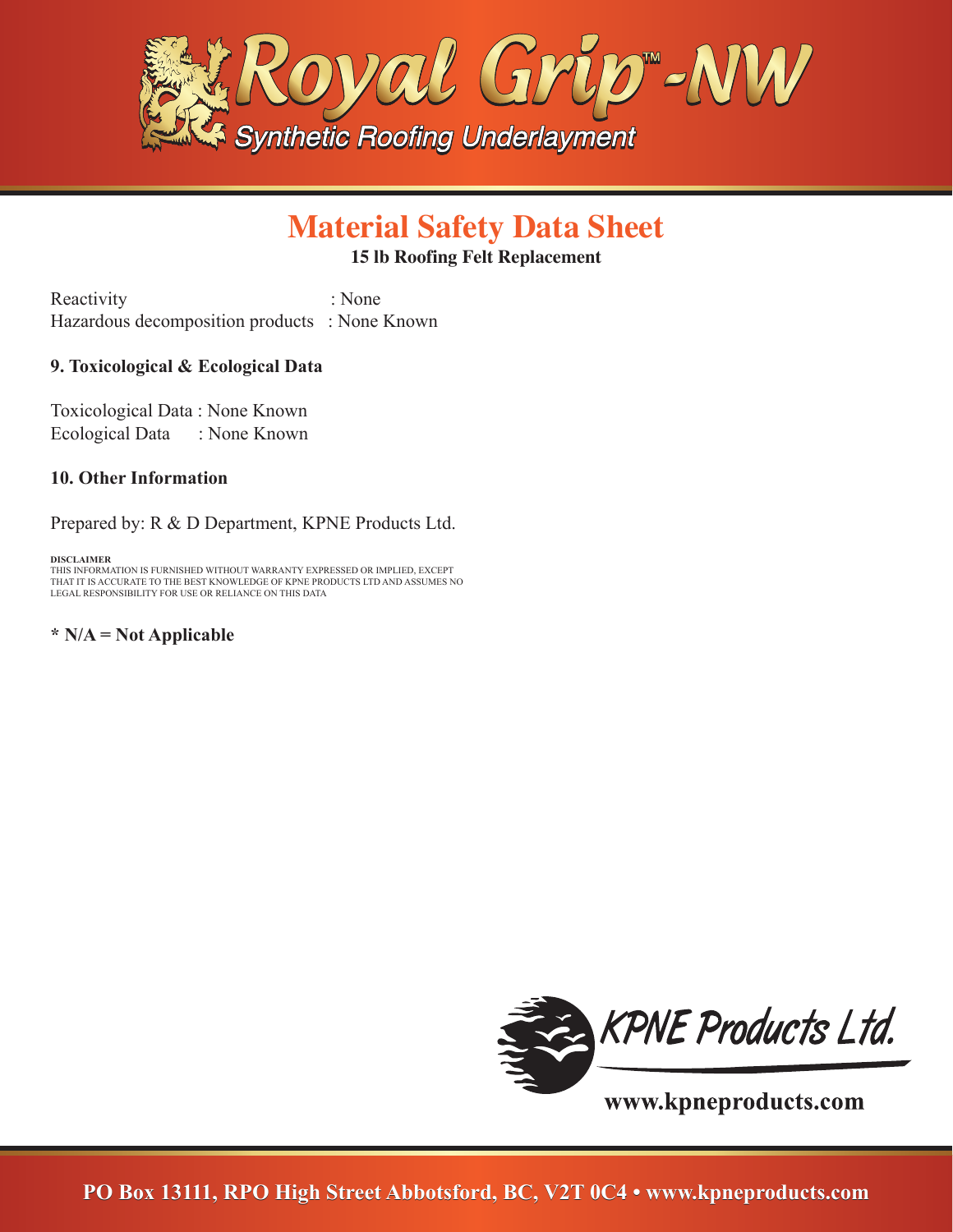# Royal Grip™-NW

## Synthetic Roofing Underlayment

# Material Safety Data Sheet

**15 lb Roofing Felt Replacement**

Reactivity : None
Hazardous decomposition products : None Known

### 9. Toxicological & Ecological Data

Toxicological Data : None Known
Ecological Data : None Known

### 10. Other Information

Prepared by: R & D Department, KPNE Products Ltd.

**DISCLAIMER**
THIS INFORMATION IS FURNISHED WITHOUT WARRANTY EXPRESSED OR IMPLIED, EXCEPT THAT IT IS ACCURATE TO THE BEST KNOWLEDGE OF KPNE PRODUCTS LTD AND ASSUMES NO LEGAL RESPONSIBILITY FOR USE OR RELIANCE ON THIS DATA

**\* N/A = Not Applicable**

KPNE Products Ltd.

www.kpneproducts.com

PO Box 13111, RPO High Street Abbotsford, BC, V2T 0C4 • www.kpneproducts.com